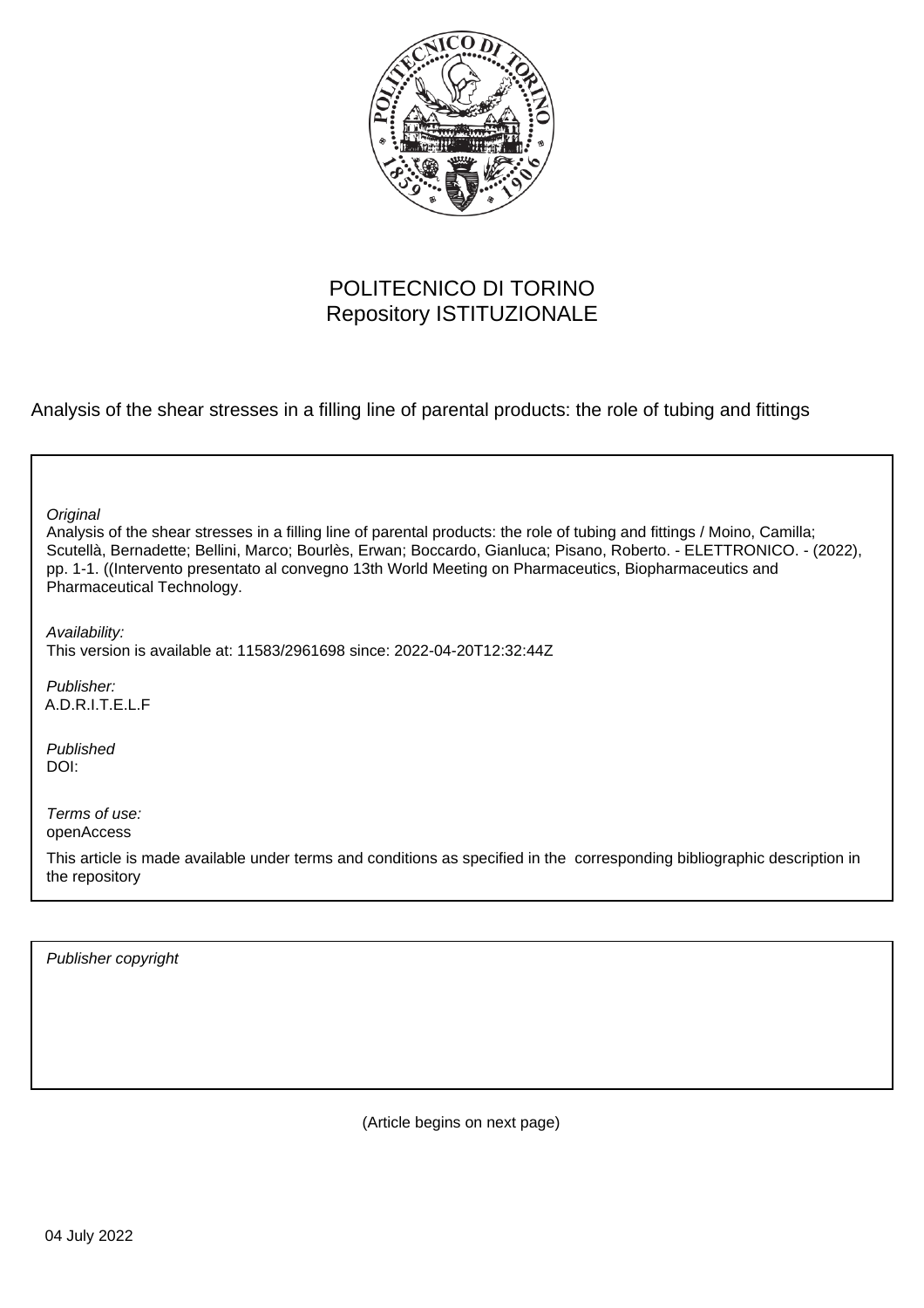POLITECNICO DI TORINO
Repository ISTITUZIONALE

Analysis of the shear stresses in a filling line of parental products: the role of tubing and fittings

*Original*
Analysis of the shear stresses in a filling line of parental products: the role of tubing and fittings / Moino, Camilla; Scutellà, Bernadette; Bellini, Marco; Bourlès, Erwan; Boccardo, Gianluca; Pisano, Roberto. - ELETTRONICO. - (2022), pp. 1-1. ((Intervento presentato al convegno 13th World Meeting on Pharmaceutics, Biopharmaceutics and Pharmaceutical Technology.

*Availability:*
This version is available at: 11583/2961698 since: 2022-04-20T12:32:44Z

*Publisher:*
A.D.R.I.T.E.L.F

*Published*
DOI:

*Terms of use:*
openAccess

This article is made available under terms and conditions as specified in the corresponding bibliographic description in the repository

*Publisher copyright*

(Article begins on next page)

04 July 2022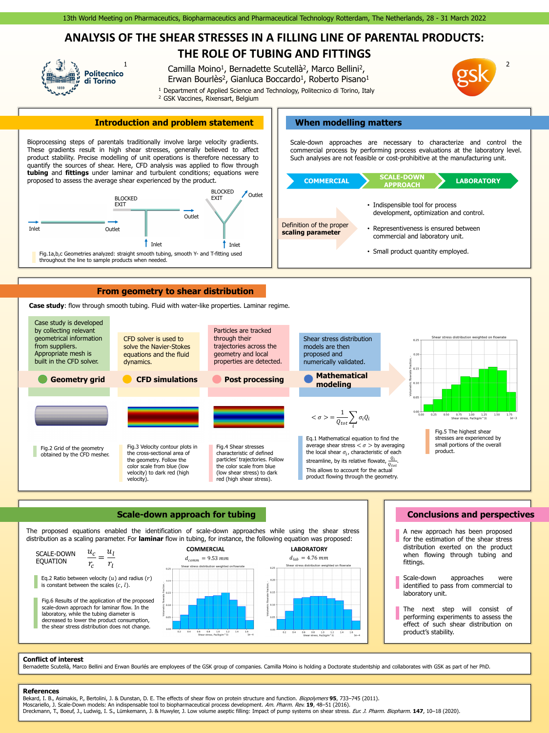13th World Meeting on Pharmaceutics, Biopharmaceutics and Pharmaceutical Technology Rotterdam, The Netherlands, 28 - 31 March 2022

# ANALYSIS OF THE SHEAR STRESSES IN A FILLING LINE OF PARENTAL PRODUCTS: THE ROLE OF TUBING AND FITTINGS

Camilla Moino[1], Bernadette Scutellà[2], Marco Bellini[2], Erwan Bourlès[2], Gianluca Boccardo[1], Roberto Pisano[1]

[1] Department of Applied Science and Technology, Politecnico di Torino, Italy
[2] GSK Vaccines, Rixensart, Belgium

## Introduction and problem statement

Bioprocessing steps of parentals traditionally involve large velocity gradients. These gradients result in high shear stresses, generally believed to affect product stability. Precise modelling of unit operations is therefore necessary to quantify the sources of shear. Here, CFD analysis was applied to flow through **tubing** and **fittings** under laminar and turbulent conditions; equations were proposed to assess the average shear experienced by the product.

Inlet
Outlet
BLOCKED EXIT
Outlet
Inlet
BLOCKED EXIT
Outlet
Inlet

Fig.1a,b,c Geometries analyzed: straight smooth tubing, smooth Y- and T-fitting used throughout the line to sample products when needed.

## When modelling matters

Scale-down approaches are necessary to characterize and control the commercial process by performing process evaluations at the laboratory level. Such analyses are not feasible or cost-prohibitive at the manufacturing unit.

COMMERCIAL → SCALE-DOWN APPROACH → LABORATORY

Definition of the proper **scaling parameter**

- Indispensible tool for process development, optimization and control.
- Representiveness is ensured between commercial and laboratory unit.
- Small product quantity employed.

## From geometry to shear distribution

**Case study**: flow through smooth tubing. Fluid with water-like properties. Laminar regime.

**Geometry grid**: Case study is developed by collecting relevant geometrical information from suppliers. Appropriate mesh is built in the CFD solver.

**CFD simulations**: CFD solver is used to solve the Navier-Stokes equations and the fluid dynamics.

**Post processing**: Particles are tracked through their trajectories across the geometry and local properties are detected.

**Mathematical modeling**: Shear stress distribution models are then proposed and numerically validated.

Fig.2 Grid of the geometry obtained by the CFD mesher.

Fig.3 Velocity contour plots in the cross-sectional area of the geometry. Follow the color scale from blue (low velocity) to dark red (high velocity).

Fig.4 Shear stresses characteristic of defined particles' trajectories. Follow the color scale from blue (low shear stress) to dark red (high shear stress).

$$<\sigma> = \frac{1}{Q_{tot}} \sum_i \sigma_i Q_i$$

Eq.1 Mathematical equation to find the average shear stress $<\sigma>$ by averaging the local shear $\sigma_i$, characteristic of each streamline, by its relative flowate, $\frac{Q_i}{Q_{tot}}$. This allows to account for the actual product flowing through the geometry.

Shear stress distribution weighted on flowrate
Volumetric flowrate fraction
Shear stress, Pa(kg/m^3)
1e−3

Fig.5 The highest shear stresses are experienced by small portions of the overall product.

## Scale-down approach for tubing

The proposed equations enabled the identification of scale-down approaches while using the shear stress distribution as a scaling parameter. For **laminar** flow in tubing, for instance, the following equation was proposed:

SCALE-DOWN EQUATION

$$\frac{u_c}{r_c} = \frac{u_l}{r_l}$$

Eq.2 Ratio between velocity ($u$) and radius ($r$) is constant between the scales ($c$, $l$).

Fig.6 Results of the application of the proposed scale-down approach for laminar flow. In the laboratory, while the tubing diameter is decreased to lower the product consumption, the shear stress distribution does not change.

COMMERCIAL
$d_{comm} = 9.53\ mm$
Shear stress distribution weighted on flowrate
Volumetric flowrate fraction
Shear stress, Pa(kg/m^3)
1e−4

LABORATORY
$d_{lab} = 4.76\ mm$
Shear stress distribution weighted on flowrate
Volumetric flowrate fraction
Shear stress, Pa(kg/m^3)
1e−4

## Conclusions and perspectives

- A new approach has been proposed for the estimation of the shear stress distribution exerted on the product when flowing through tubing and fittings.
- Scale-down approaches were identified to pass from commercial to laboratory unit.
- The next step will consist of performing experiments to assess the effect of such shear distribution on product's stability.

### Conflict of interest

Bernadette Scutellà, Marco Bellini and Erwan Bourlés are employees of the GSK group of companies. Camilla Moino is holding a Doctorate studentship and collaborates with GSK as part of her PhD.

### References

Bekard, I. B., Asimakis, P., Bertolini, J. & Dunstan, D. E. The effects of shear flow on protein structure and function. *Biopolymers* **95**, 733–745 (2011).
Moscariello, J. Scale-Down models: An indispensable tool to biopharmaceutical process development. *Am. Pharm. Rev.* **19**, 48–51 (2016).
Dreckmann, T., Boeuf, J., Ludwig, I. S., Lümkemann, J. & Huwyler, J. Low volume aseptic filling: Impact of pump systems on shear stress. *Eur. J. Pharm. Biopharm.* **147**, 10–18 (2020).